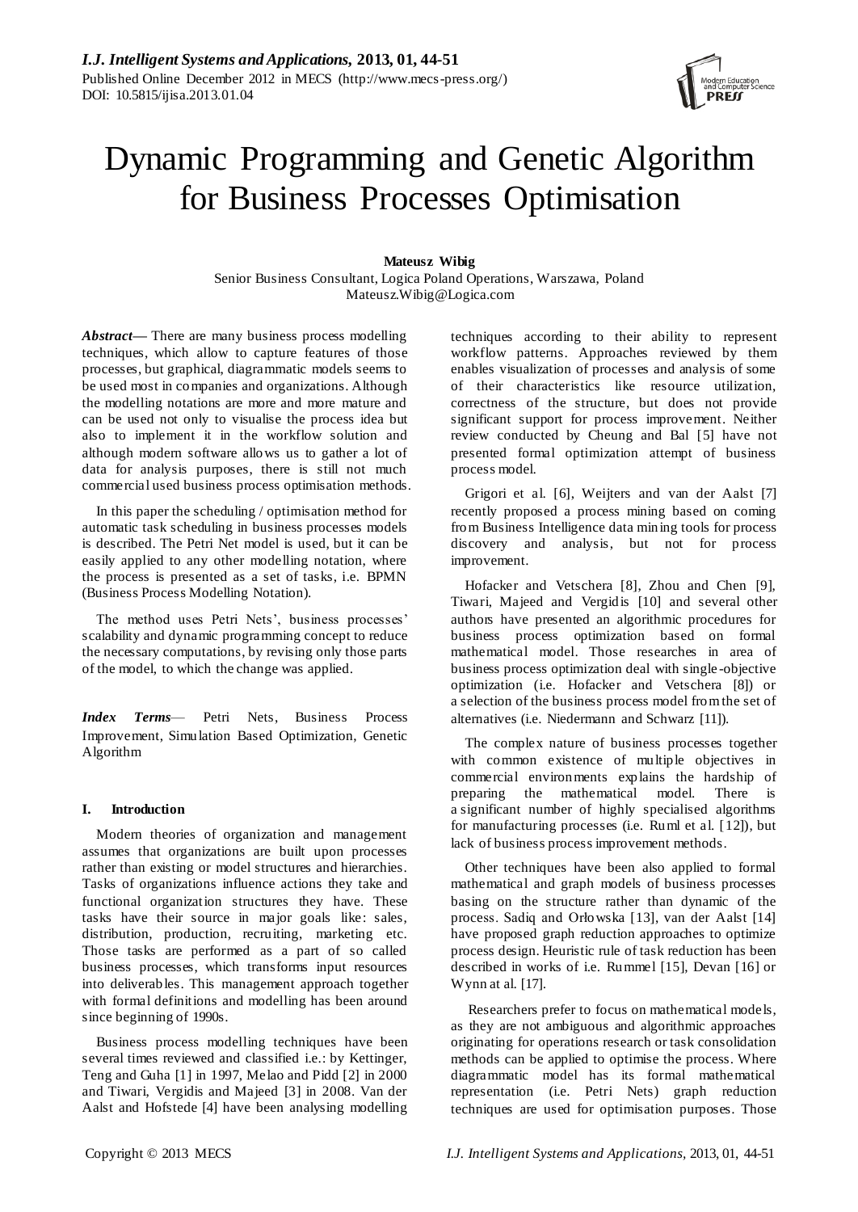# Dynamic Programming and Genetic Algorithm for Business Processes Optimisation

**Mateusz Wibig**

Senior Business Consultant, Logica Poland Operations, Warszawa, Poland
Mateusz.Wibig@Logica.com

***Abstract***— There are many business process modelling techniques, which allow to capture features of those processes, but graphical, diagrammatic models seems to be used most in companies and organizations. Although the modelling notations are more and more mature and can be used not only to visualise the process idea but also to implement it in the workflow solution and although modern software allows us to gather a lot of data for analysis purposes, there is still not much commercial used business process optimisation methods.

In this paper the scheduling / optimisation method for automatic task scheduling in business processes models is described. The Petri Net model is used, but it can be easily applied to any other modelling notation, where the process is presented as a set of tasks, i.e. BPMN (Business Process Modelling Notation).

The method uses Petri Nets', business processes' scalability and dynamic programming concept to reduce the necessary computations, by revising only those parts of the model, to which the change was applied.

***Index Terms***— Petri Nets, Business Process Improvement, Simulation Based Optimization, Genetic Algorithm

## I. Introduction

Modern theories of organization and management assumes that organizations are built upon processes rather than existing or model structures and hierarchies. Tasks of organizations influence actions they take and functional organization structures they have. These tasks have their source in major goals like: sales, distribution, production, recruiting, marketing etc. Those tasks are performed as a part of so called business processes, which transforms input resources into deliverables. This management approach together with formal definitions and modelling has been around since beginning of 1990s.

Business process modelling techniques have been several times reviewed and classified i.e.: by Kettinger, Teng and Guha [1] in 1997, Melao and Pidd [2] in 2000 and Tiwari, Vergidis and Majeed [3] in 2008. Van der Aalst and Hofstede [4] have been analysing modelling techniques according to their ability to represent workflow patterns. Approaches reviewed by them enables visualization of processes and analysis of some of their characteristics like resource utilization, correctness of the structure, but does not provide significant support for process improvement. Neither review conducted by Cheung and Bal [5] have not presented formal optimization attempt of business process model.

Grigori et al. [6], Weijters and van der Aalst [7] recently proposed a process mining based on coming from Business Intelligence data mining tools for process discovery and analysis, but not for process improvement.

Hofacker and Vetschera [8], Zhou and Chen [9], Tiwari, Majeed and Vergidis [10] and several other authors have presented an algorithmic procedures for business process optimization based on formal mathematical model. Those researches in area of business process optimization deal with single-objective optimization (i.e. Hofacker and Vetschera [8]) or a selection of the business process model from the set of alternatives (i.e. Niedermann and Schwarz [11]).

The complex nature of business processes together with common existence of multiple objectives in commercial environments explains the hardship of preparing the mathematical model. There is a significant number of highly specialised algorithms for manufacturing processes (i.e. Ruml et al. [12]), but lack of business process improvement methods.

Other techniques have been also applied to formal mathematical and graph models of business processes basing on the structure rather than dynamic of the process. Sadiq and Orłowska [13], van der Aalst [14] have proposed graph reduction approaches to optimize process design. Heuristic rule of task reduction has been described in works of i.e. Rummel [15], Devan [16] or Wynn at al. [17].

Researchers prefer to focus on mathematical models, as they are not ambiguous and algorithmic approaches originating for operations research or task consolidation methods can be applied to optimise the process. Where diagrammatic model has its formal mathematical representation (i.e. Petri Nets) graph reduction techniques are used for optimisation purposes. Those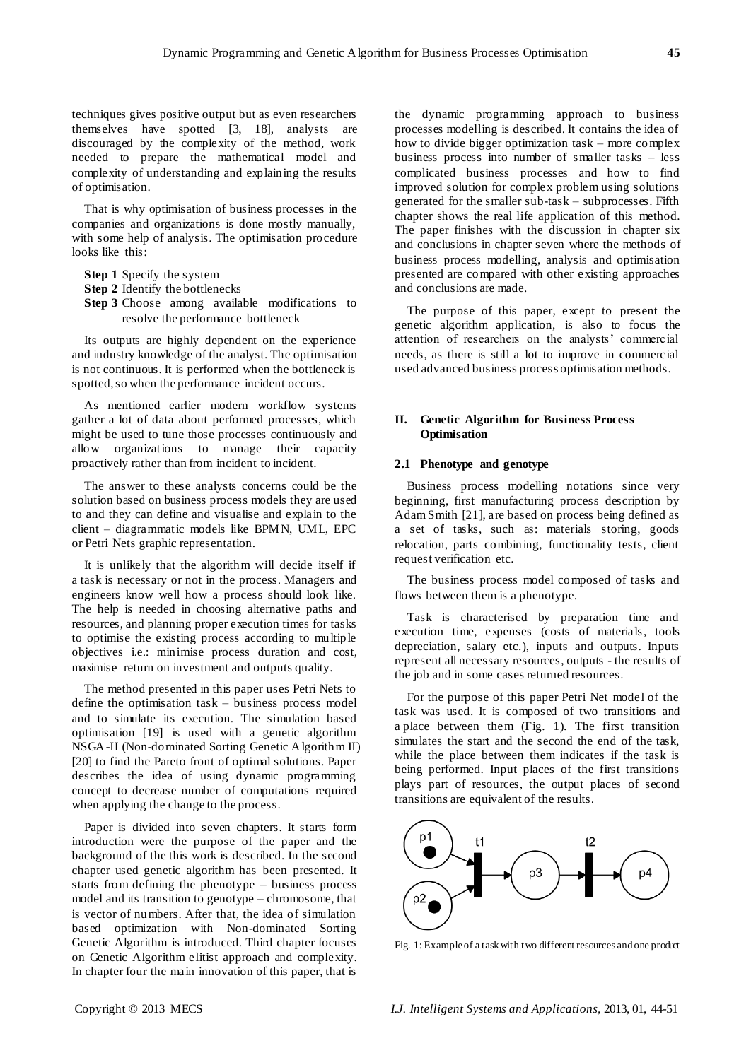techniques gives positive output but as even researchers themselves have spotted [3, 18], analysts are discouraged by the complexity of the method, work needed to prepare the mathematical model and complexity of understanding and explaining the results of optimisation.

That is why optimisation of business processes in the companies and organizations is done mostly manually, with some help of analysis. The optimisation procedure looks like this:

**Step 1** Specify the system
**Step 2** Identify the bottlenecks
**Step 3** Choose among available modifications to resolve the performance bottleneck

Its outputs are highly dependent on the experience and industry knowledge of the analyst. The optimisation is not continuous. It is performed when the bottleneck is spotted, so when the performance incident occurs.

As mentioned earlier modern workflow systems gather a lot of data about performed processes, which might be used to tune those processes continuously and allow organizations to manage their capacity proactively rather than from incident to incident.

The answer to these analysts concerns could be the solution based on business process models they are used to and they can define and visualise and explain to the client – diagrammatic models like BPMN, UML, EPC or Petri Nets graphic representation.

It is unlikely that the algorithm will decide itself if a task is necessary or not in the process. Managers and engineers know well how a process should look like. The help is needed in choosing alternative paths and resources, and planning proper execution times for tasks to optimise the existing process according to multiple objectives i.e.: minimise process duration and cost, maximise return on investment and outputs quality.

The method presented in this paper uses Petri Nets to define the optimisation task – business process model and to simulate its execution. The simulation based optimisation [19] is used with a genetic algorithm NSGA-II (Non-dominated Sorting Genetic Algorithm II) [20] to find the Pareto front of optimal solutions. Paper describes the idea of using dynamic programming concept to decrease number of computations required when applying the change to the process.

Paper is divided into seven chapters. It starts form introduction were the purpose of the paper and the background of the this work is described. In the second chapter used genetic algorithm has been presented. It starts from defining the phenotype – business process model and its transition to genotype – chromosome, that is vector of numbers. After that, the idea of simulation based optimization with Non-dominated Sorting Genetic Algorithm is introduced. Third chapter focuses on Genetic Algorithm elitist approach and complexity. In chapter four the main innovation of this paper, that is the dynamic programming approach to business processes modelling is described. It contains the idea of how to divide bigger optimization task – more complex business process into number of smaller tasks – less complicated business processes and how to find improved solution for complex problem using solutions generated for the smaller sub-task – subprocesses. Fifth chapter shows the real life application of this method. The paper finishes with the discussion in chapter six and conclusions in chapter seven where the methods of business process modelling, analysis and optimisation presented are compared with other existing approaches and conclusions are made.

The purpose of this paper, except to present the genetic algorithm application, is also to focus the attention of researchers on the analysts' commercial needs, as there is still a lot to improve in commercial used advanced business process optimisation methods.

## II. Genetic Algorithm for Business Process Optimisation

### 2.1 Phenotype and genotype

Business process modelling notations since very beginning, first manufacturing process description by Adam Smith [21], are based on process being defined as a set of tasks, such as: materials storing, goods relocation, parts combining, functionality tests, client request verification etc.

The business process model composed of tasks and flows between them is a phenotype.

Task is characterised by preparation time and execution time, expenses (costs of materials, tools depreciation, salary etc.), inputs and outputs. Inputs represent all necessary resources, outputs - the results of the job and in some cases returned resources.

For the purpose of this paper Petri Net model of the task was used. It is composed of two transitions and a place between them (Fig. 1). The first transition simulates the start and the second the end of the task, while the place between them indicates if the task is being performed. Input places of the first transitions plays part of resources, the output places of second transitions are equivalent of the results.

Fig. 1: Example of a task with two different resources and one product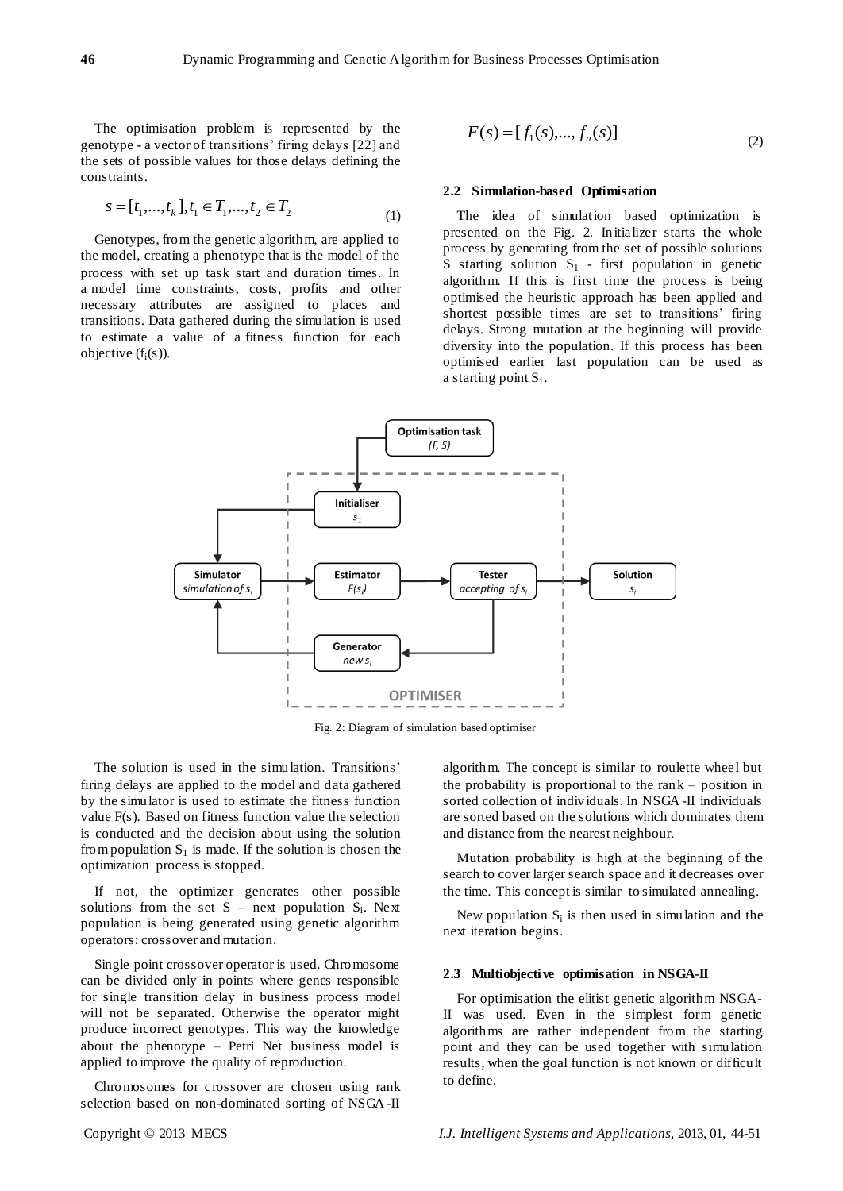The optimisation problem is represented by the genotype - a vector of transitions' firing delays [22] and the sets of possible values for those delays defining the constraints.

$$s = [t_1, ..., t_k], t_1 \in T_1, ..., t_2 \in T_2 \tag{1}$$

Genotypes, from the genetic algorithm, are applied to the model, creating a phenotype that is the model of the process with set up task start and duration times. In a model time constraints, costs, profits and other necessary attributes are assigned to places and transitions. Data gathered during the simulation is used to estimate a value of a fitness function for each objective ($f_i(s)$).

$$F(s) = [f_1(s), ..., f_n(s)] \tag{2}$$

### 2.2 Simulation-based Optimisation

The idea of simulation based optimization is presented on the Fig. 2. Initializer starts the whole process by generating from the set of possible solutions S starting solution $S_1$ - first population in genetic algorithm. If this is first time the process is being optimised the heuristic approach has been applied and shortest possible times are set to transitions' firing delays. Strong mutation at the beginning will provide diversity into the population. If this process has been optimised earlier last population can be used as a starting point $S_1$.

Fig. 2: Diagram of simulation based optimiser

The solution is used in the simulation. Transitions' firing delays are applied to the model and data gathered by the simulator is used to estimate the fitness function value F(s). Based on fitness function value the selection is conducted and the decision about using the solution from population $S_1$ is made. If the solution is chosen the optimization process is stopped.

If not, the optimizer generates other possible solutions from the set S – next population $S_i$. Next population is being generated using genetic algorithm operators: crossover and mutation.

Single point crossover operator is used. Chromosome can be divided only in points where genes responsible for single transition delay in business process model will not be separated. Otherwise the operator might produce incorrect genotypes. This way the knowledge about the phenotype – Petri Net business model is applied to improve the quality of reproduction.

Chromosomes for crossover are chosen using rank selection based on non-dominated sorting of NSGA-II algorithm. The concept is similar to roulette wheel but the probability is proportional to the rank – position in sorted collection of individuals. In NSGA-II individuals are sorted based on the solutions which dominates them and distance from the nearest neighbour.

Mutation probability is high at the beginning of the search to cover larger search space and it decreases over the time. This concept is similar to simulated annealing.

New population $S_i$ is then used in simulation and the next iteration begins.

### 2.3 Multiobjective optimisation in NSGA-II

For optimisation the elitist genetic algorithm NSGA-II was used. Even in the simplest form genetic algorithms are rather independent from the starting point and they can be used together with simulation results, when the goal function is not known or difficult to define.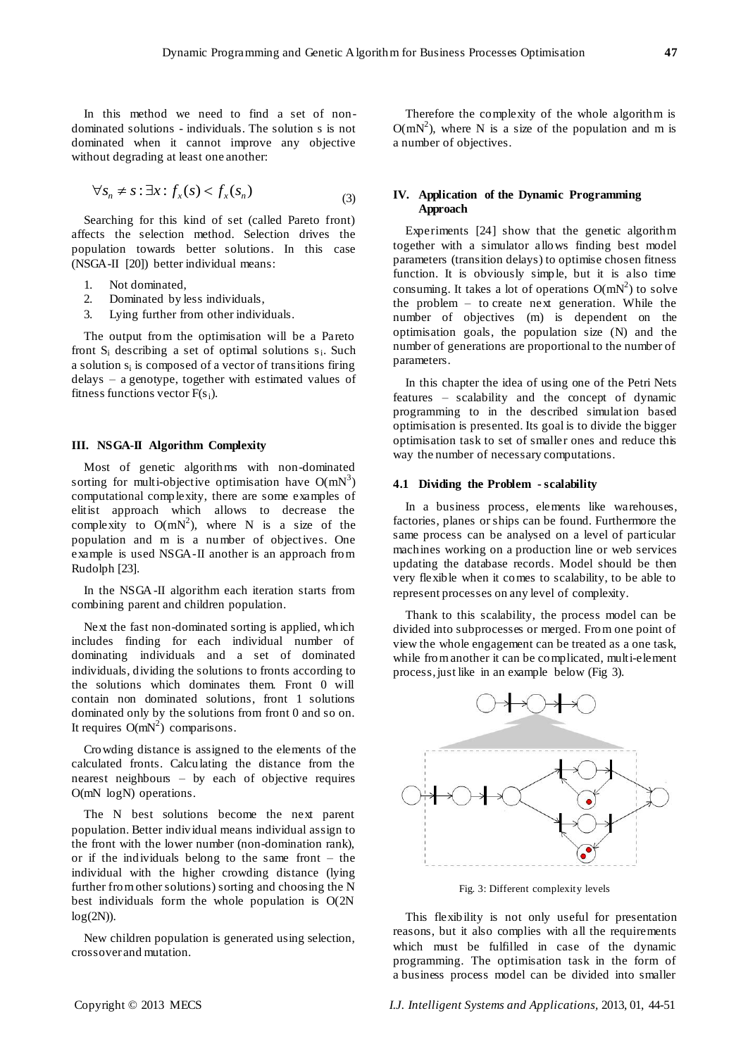In this method we need to find a set of non-dominated solutions - individuals. The solution s is not dominated when it cannot improve any objective without degrading at least one another:

$$\forall s_n \neq s : \exists x : f_x(s) < f_x(s_n) \tag{3}$$

Searching for this kind of set (called Pareto front) affects the selection method. Selection drives the population towards better solutions. In this case (NSGA-II [20]) better individual means:

1. Not dominated,
2. Dominated by less individuals,
3. Lying further from other individuals.

The output from the optimisation will be a Pareto front $S_i$ describing a set of optimal solutions $s_i$. Such a solution $s_i$ is composed of a vector of transitions firing delays – a genotype, together with estimated values of fitness functions vector $F(s_i)$.

### III. NSGA-II Algorithm Complexity

Most of genetic algorithms with non-dominated sorting for multi-objective optimisation have $O(mN^3)$ computational complexity, there are some examples of elitist approach which allows to decrease the complexity to $O(mN^2)$, where N is a size of the population and m is a number of objectives. One example is used NSGA-II another is an approach from Rudolph [23].

In the NSGA-II algorithm each iteration starts from combining parent and children population.

Next the fast non-dominated sorting is applied, which includes finding for each individual number of dominating individuals and a set of dominated individuals, dividing the solutions to fronts according to the solutions which dominates them. Front 0 will contain non dominated solutions, front 1 solutions dominated only by the solutions from front 0 and so on. It requires $O(mN^2)$ comparisons.

Crowding distance is assigned to the elements of the calculated fronts. Calculating the distance from the nearest neighbours – by each of objective requires $O(mN \log N)$ operations.

The N best solutions become the next parent population. Better individual means individual assign to the front with the lower number (non-domination rank), or if the individuals belong to the same front – the individual with the higher crowding distance (lying further from other solutions) sorting and choosing the N best individuals form the whole population is $O(2N \log(2N))$.

New children population is generated using selection, crossover and mutation.

Therefore the complexity of the whole algorithm is $O(mN^2)$, where N is a size of the population and m is a number of objectives.

### IV. Application of the Dynamic Programming Approach

Experiments [24] show that the genetic algorithm together with a simulator allows finding best model parameters (transition delays) to optimise chosen fitness function. It is obviously simple, but it is also time consuming. It takes a lot of operations $O(mN^2)$ to solve the problem – to create next generation. While the number of objectives (m) is dependent on the optimisation goals, the population size (N) and the number of generations are proportional to the number of parameters.

In this chapter the idea of using one of the Petri Nets features – scalability and the concept of dynamic programming to in the described simulation based optimisation is presented. Its goal is to divide the bigger optimisation task to set of smaller ones and reduce this way the number of necessary computations.

#### 4.1 Dividing the Problem - scalability

In a business process, elements like warehouses, factories, planes or ships can be found. Furthermore the same process can be analysed on a level of particular machines working on a production line or web services updating the database records. Model should be then very flexible when it comes to scalability, to be able to represent processes on any level of complexity.

Thank to this scalability, the process model can be divided into subprocesses or merged. From one point of view the whole engagement can be treated as a one task, while from another it can be complicated, multi-element process, just like in an example below (Fig 3).

Fig. 3: Different complexity levels

This flexibility is not only useful for presentation reasons, but it also complies with all the requirements which must be fulfilled in case of the dynamic programming. The optimisation task in the form of a business process model can be divided into smaller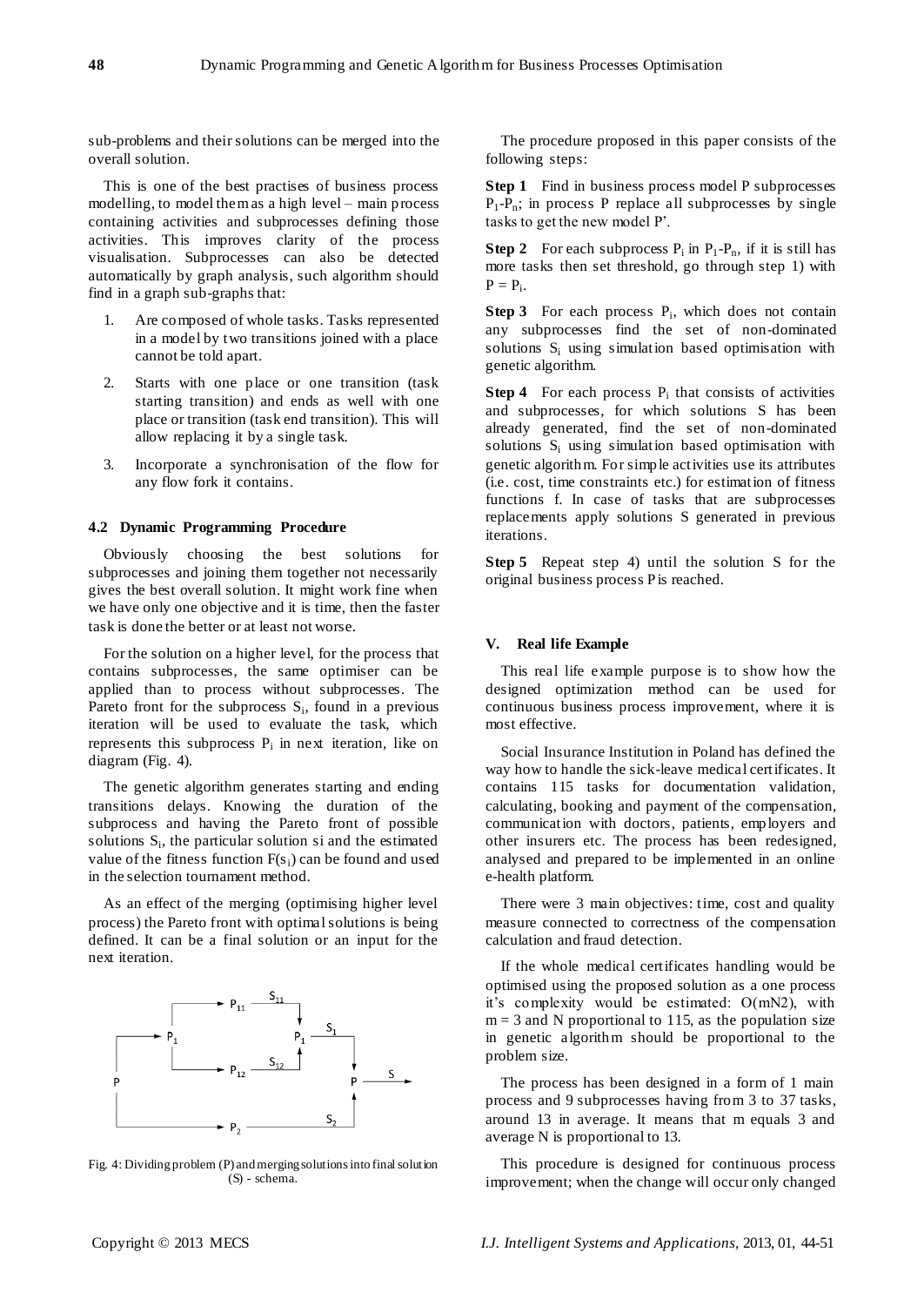sub-problems and their solutions can be merged into the overall solution.

This is one of the best practises of business process modelling, to model them as a high level – main process containing activities and subprocesses defining those activities. This improves clarity of the process visualisation. Subprocesses can also be detected automatically by graph analysis, such algorithm should find in a graph sub-graphs that:

1. Are composed of whole tasks. Tasks represented in a model by two transitions joined with a place cannot be told apart.
2. Starts with one place or one transition (task starting transition) and ends as well with one place or transition (task end transition). This will allow replacing it by a single task.
3. Incorporate a synchronisation of the flow for any flow fork it contains.

### 4.2 Dynamic Programming Procedure

Obviously choosing the best solutions for subprocesses and joining them together not necessarily gives the best overall solution. It might work fine when we have only one objective and it is time, then the faster task is done the better or at least not worse.

For the solution on a higher level, for the process that contains subprocesses, the same optimiser can be applied than to process without subprocesses. The Pareto front for the subprocess $S_i$, found in a previous iteration will be used to evaluate the task, which represents this subprocess $P_i$ in next iteration, like on diagram (Fig. 4).

The genetic algorithm generates starting and ending transitions delays. Knowing the duration of the subprocess and having the Pareto front of possible solutions $S_i$, the particular solution si and the estimated value of the fitness function $F(s_i)$ can be found and used in the selection tournament method.

As an effect of the merging (optimising higher level process) the Pareto front with optimal solutions is being defined. It can be a final solution or an input for the next iteration.

Fig. 4: Dividing problem (P) and merging solutions into final solution (S) - schema.

The procedure proposed in this paper consists of the following steps:

**Step 1** Find in business process model P subprocesses $P_1$-$P_n$; in process P replace all subprocesses by single tasks to get the new model P'.

**Step 2** For each subprocess $P_i$ in $P_1$-$P_n$, if it is still has more tasks then set threshold, go through step 1) with $P = P_i$.

**Step 3** For each process $P_i$, which does not contain any subprocesses find the set of non-dominated solutions $S_i$ using simulation based optimisation with genetic algorithm.

**Step 4** For each process $P_i$ that consists of activities and subprocesses, for which solutions S has been already generated, find the set of non-dominated solutions $S_i$ using simulation based optimisation with genetic algorithm. For simple activities use its attributes (i.e. cost, time constraints etc.) for estimation of fitness functions f. In case of tasks that are subprocesses replacements apply solutions S generated in previous iterations.

**Step 5** Repeat step 4) until the solution S for the original business process P is reached.

## V. Real life Example

This real life example purpose is to show how the designed optimization method can be used for continuous business process improvement, where it is most effective.

Social Insurance Institution in Poland has defined the way how to handle the sick-leave medical certificates. It contains 115 tasks for documentation validation, calculating, booking and payment of the compensation, communication with doctors, patients, employers and other insurers etc. The process has been redesigned, analysed and prepared to be implemented in an online e-health platform.

There were 3 main objectives: time, cost and quality measure connected to correctness of the compensation calculation and fraud detection.

If the whole medical certificates handling would be optimised using the proposed solution as a one process it's complexity would be estimated: O(mN2), with $m = 3$ and N proportional to 115, as the population size in genetic algorithm should be proportional to the problem size.

The process has been designed in a form of 1 main process and 9 subprocesses having from 3 to 37 tasks, around 13 in average. It means that m equals 3 and average N is proportional to 13.

This procedure is designed for continuous process improvement; when the change will occur only changed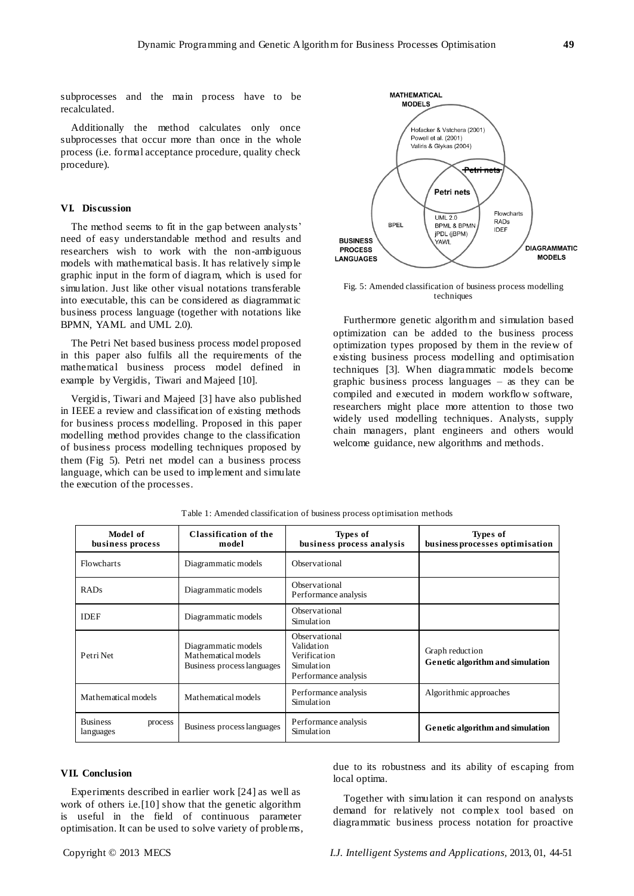subprocesses and the main process have to be recalculated.

Additionally the method calculates only once subprocesses that occur more than once in the whole process (i.e. formal acceptance procedure, quality check procedure).

## VI. Discussion

The method seems to fit in the gap between analysts' need of easy understandable method and results and researchers wish to work with the non-ambiguous models with mathematical basis. It has relatively simple graphic input in the form of diagram, which is used for simulation. Just like other visual notations transferable into executable, this can be considered as diagrammatic business process language (together with notations like BPMN, YAML and UML 2.0).

The Petri Net based business process model proposed in this paper also fulfils all the requirements of the mathematical business process model defined in example by Vergidis, Tiwari and Majeed [10].

Vergidis, Tiwari and Majeed [3] have also published in IEEE a review and classification of existing methods for business process modelling. Proposed in this paper modelling method provides change to the classification of business process modelling techniques proposed by them (Fig 5). Petri net model can a business process language, which can be used to implement and simulate the execution of the processes.

Fig. 5: Amended classification of business process modelling techniques

Furthermore genetic algorithm and simulation based optimization can be added to the business process optimization types proposed by them in the review of existing business process modelling and optimisation techniques [3]. When diagrammatic models become graphic business process languages – as they can be compiled and executed in modern workflow software, researchers might place more attention to those two widely used modelling techniques. Analysts, supply chain managers, plant engineers and others would welcome guidance, new algorithms and methods.

Table 1: Amended classification of business process optimisation methods

| Model of business process | Classification of the model | Types of business process analysis | Types of business processes optimisation |
|---|---|---|---|
| Flowcharts | Diagrammatic models | Observational | |
| RADs | Diagrammatic models | Observational<br>Performance analysis | |
| IDEF | Diagrammatic models | Observational<br>Simulation | |
| Petri Net | Diagrammatic models<br>Mathematical models<br>Business process languages | Observational<br>Validation<br>Verification<br>Simulation<br>Performance analysis | Graph reduction<br>**Genetic algorithm and simulation** |
| Mathematical models | Mathematical models | Performance analysis<br>Simulation | Algorithmic approaches |
| Business process languages | Business process languages | Performance analysis<br>Simulation | **Genetic algorithm and simulation** |

## VII. Conclusion

Experiments described in earlier work [24] as well as work of others i.e.[10] show that the genetic algorithm is useful in the field of continuous parameter optimisation. It can be used to solve variety of problems, due to its robustness and its ability of escaping from local optima.

Together with simulation it can respond on analysts demand for relatively not complex tool based on diagrammatic business process notation for proactive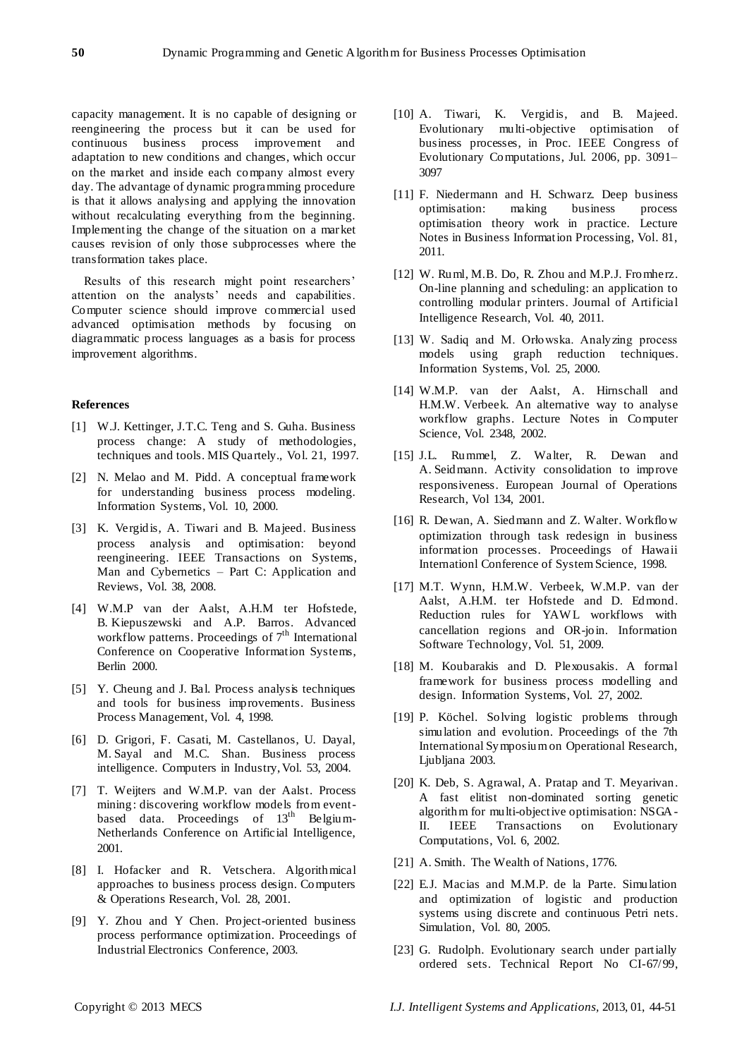capacity management. It is no capable of designing or reengineering the process but it can be used for continuous business process improvement and adaptation to new conditions and changes, which occur on the market and inside each company almost every day. The advantage of dynamic programming procedure is that it allows analysing and applying the innovation without recalculating everything from the beginning. Implementing the change of the situation on a market causes revision of only those subprocesses where the transformation takes place.

Results of this research might point researchers' attention on the analysts' needs and capabilities. Computer science should improve commercial used advanced optimisation methods by focusing on diagrammatic process languages as a basis for process improvement algorithms.

## References

[1] W.J. Kettinger, J.T.C. Teng and S. Guha. Business process change: A study of methodologies, techniques and tools. MIS Quartely., Vol. 21, 1997.

[2] N. Melao and M. Pidd. A conceptual framework for understanding business process modeling. Information Systems, Vol. 10, 2000.

[3] K. Vergidis, A. Tiwari and B. Majeed. Business process analysis and optimisation: beyond reengineering. IEEE Transactions on Systems, Man and Cybernetics – Part C: Application and Reviews, Vol. 38, 2008.

[4] W.M.P van der Aalst, A.H.M ter Hofstede, B. Kiepuszewski and A.P. Barros. Advanced workflow patterns. Proceedings of 7th International Conference on Cooperative Information Systems, Berlin 2000.

[5] Y. Cheung and J. Bal. Process analysis techniques and tools for business improvements. Business Process Management, Vol. 4, 1998.

[6] D. Grigori, F. Casati, M. Castellanos, U. Dayal, M. Sayal and M.C. Shan. Business process intelligence. Computers in Industry, Vol. 53, 2004.

[7] T. Weijters and W.M.P. van der Aalst. Process mining: discovering workflow models from event-based data. Proceedings of 13th Belgium-Netherlands Conference on Artificial Intelligence, 2001.

[8] I. Hofacker and R. Vetschera. Algorithmical approaches to business process design. Computers & Operations Research, Vol. 28, 2001.

[9] Y. Zhou and Y Chen. Project-oriented business process performance optimization. Proceedings of Industrial Electronics Conference, 2003.

[10] A. Tiwari, K. Vergidis, and B. Majeed. Evolutionary multi-objective optimisation of business processes, in Proc. IEEE Congress of Evolutionary Computations, Jul. 2006, pp. 3091–3097

[11] F. Niedermann and H. Schwarz. Deep business optimisation: making business process optimisation theory work in practice. Lecture Notes in Business Information Processing, Vol. 81, 2011.

[12] W. Ruml, M.B. Do, R. Zhou and M.P.J. Fromherz. On-line planning and scheduling: an application to controlling modular printers. Journal of Artificial Intelligence Research, Vol. 40, 2011.

[13] W. Sadiq and M. Orlowska. Analyzing process models using graph reduction techniques. Information Systems, Vol. 25, 2000.

[14] W.M.P. van der Aalst, A. Hirnschall and H.M.W. Verbeek. An alternative way to analyse workflow graphs. Lecture Notes in Computer Science, Vol. 2348, 2002.

[15] J.L. Rummel, Z. Walter, R. Dewan and A. Seidmann. Activity consolidation to improve responsiveness. European Journal of Operations Research, Vol 134, 2001.

[16] R. Dewan, A. Siedmann and Z. Walter. Workflow optimization through task redesign in business information processes. Proceedings of Hawaii Internationl Conference of System Science, 1998.

[17] M.T. Wynn, H.M.W. Verbeek, W.M.P. van der Aalst, A.H.M. ter Hofstede and D. Edmond. Reduction rules for YAWL workflows with cancellation regions and OR-join. Information Software Technology, Vol. 51, 2009.

[18] M. Koubarakis and D. Plexousakis. A formal framework for business process modelling and design. Information Systems, Vol. 27, 2002.

[19] P. Köchel. Solving logistic problems through simulation and evolution. Proceedings of the 7th International Symposium on Operational Research, Ljubljana 2003.

[20] K. Deb, S. Agrawal, A. Pratap and T. Meyarivan. A fast elitist non-dominated sorting genetic algorithm for multi-objective optimisation: NSGA-II. IEEE Transactions on Evolutionary Computations, Vol. 6, 2002.

[21] A. Smith. The Wealth of Nations, 1776.

[22] E.J. Macias and M.M.P. de la Parte. Simulation and optimization of logistic and production systems using discrete and continuous Petri nets. Simulation, Vol. 80, 2005.

[23] G. Rudolph. Evolutionary search under partially ordered sets. Technical Report No CI-67/99,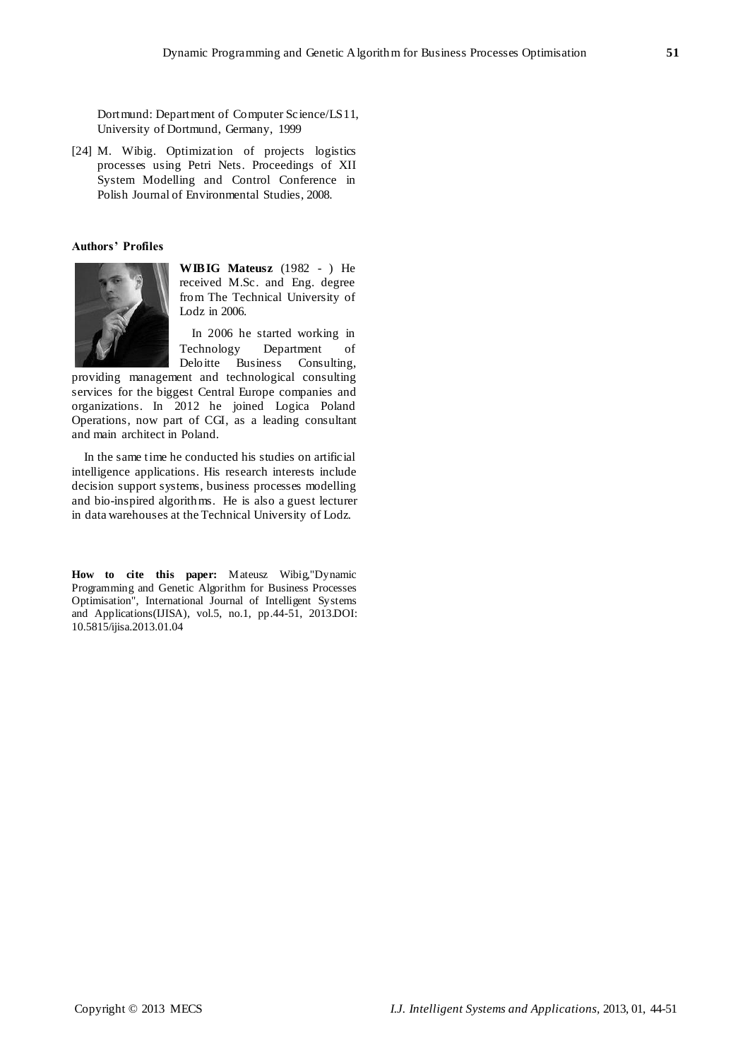Dortmund: Department of Computer Science/LS11, University of Dortmund, Germany, 1999

[24] M. Wibig. Optimization of projects logistics processes using Petri Nets. Proceedings of XII System Modelling and Control Conference in Polish Journal of Environmental Studies, 2008.

## Authors' Profiles

**WIBIG Mateusz** (1982 - ) He received M.Sc. and Eng. degree from The Technical University of Lodz in 2006.

In 2006 he started working in Technology Department of Deloitte Business Consulting, providing management and technological consulting services for the biggest Central Europe companies and organizations. In 2012 he joined Logica Poland Operations, now part of CGI, as a leading consultant and main architect in Poland.

In the same time he conducted his studies on artificial intelligence applications. His research interests include decision support systems, business processes modelling and bio-inspired algorithms. He is also a guest lecturer in data warehouses at the Technical University of Lodz.

**How to cite this paper:** Mateusz Wibig,"Dynamic Programming and Genetic Algorithm for Business Processes Optimisation", International Journal of Intelligent Systems and Applications(IJISA), vol.5, no.1, pp.44-51, 2013.DOI: 10.5815/ijisa.2013.01.04